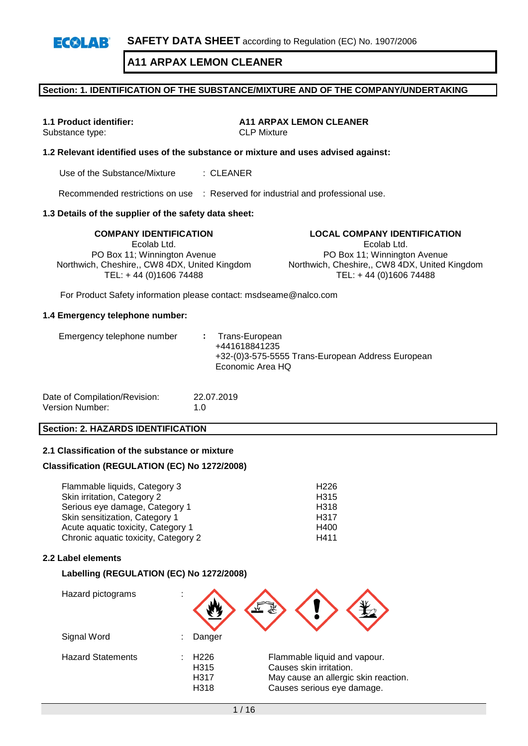**SAFETY DATA SHEET** according to Regulation (EC) No. 1907/2006

# A11 ARPAX LEMON CLEANER

## Section: 1. IDENTIFICATION OF THE SUBSTANCE/MIXTURE AND OF THE COMPANY/UNDERTAKING

**1.1 Product identifier:** **A11 ARPAX LEMON CLEANER**
Substance type: CLP Mixture

**1.2 Relevant identified uses of the substance or mixture and uses advised against:**

Use of the Substance/Mixture : CLEANER

Recommended restrictions on use : Reserved for industrial and professional use.

**1.3 Details of the supplier of the safety data sheet:**

| COMPANY IDENTIFICATION | LOCAL COMPANY IDENTIFICATION |
|---|---|
| Ecolab Ltd. | Ecolab Ltd. |
| PO Box 11; Winnington Avenue | PO Box 11; Winnington Avenue |
| Northwich, Cheshire,, CW8 4DX, United Kingdom | Northwich, Cheshire,, CW8 4DX, United Kingdom |
| TEL: + 44 (0)1606 74488 | TEL: + 44 (0)1606 74488 |

For Product Safety information please contact: msdseame@nalco.com

**1.4 Emergency telephone number:**

Emergency telephone number : Trans-European
+441618841235
+32-(0)3-575-5555 Trans-European Address European Economic Area HQ

Date of Compilation/Revision: 22.07.2019
Version Number: 1.0

## Section: 2. HAZARDS IDENTIFICATION

**2.1 Classification of the substance or mixture**

**Classification (REGULATION (EC) No 1272/2008)**

| | |
|---|---|
| Flammable liquids, Category 3 | H226 |
| Skin irritation, Category 2 | H315 |
| Serious eye damage, Category 1 | H318 |
| Skin sensitization, Category 1 | H317 |
| Acute aquatic toxicity, Category 1 | H400 |
| Chronic aquatic toxicity, Category 2 | H411 |

**2.2 Label elements**

**Labelling (REGULATION (EC) No 1272/2008)**

Hazard pictograms :

Signal Word : Danger

Hazard Statements :

| | |
|---|---|
| H226 | Flammable liquid and vapour. |
| H315 | Causes skin irritation. |
| H317 | May cause an allergic skin reaction. |
| H318 | Causes serious eye damage. |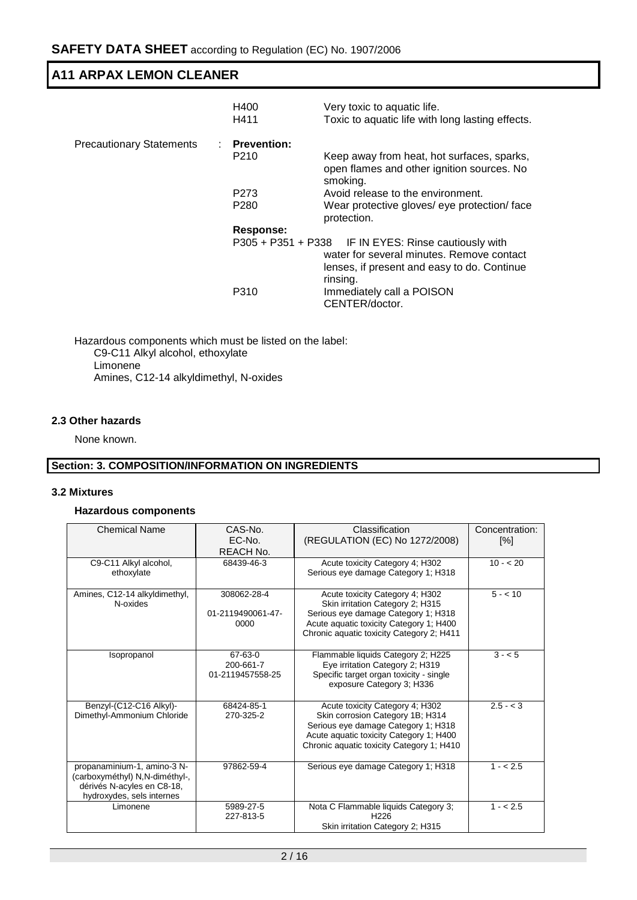| | | |
|---|---|---|
| | H400 | Very toxic to aquatic life. |
| | H411 | Toxic to aquatic life with long lasting effects. |
| Precautionary Statements | : **Prevention:** | |
| | P210 | Keep away from heat, hot surfaces, sparks, open flames and other ignition sources. No smoking. |
| | P273 | Avoid release to the environment. |
| | P280 | Wear protective gloves/ eye protection/ face protection. |
| | **Response:** | |
| | P305 + P351 + P338 | IF IN EYES: Rinse cautiously with water for several minutes. Remove contact lenses, if present and easy to do. Continue rinsing. |
| | P310 | Immediately call a POISON CENTER/doctor. |

Hazardous components which must be listed on the label:
C9-C11 Alkyl alcohol, ethoxylate
Limonene
Amines, C12-14 alkyldimethyl, N-oxides

### 2.3 Other hazards

None known.

## Section: 3. COMPOSITION/INFORMATION ON INGREDIENTS

### 3.2 Mixtures

**Hazardous components**

| Chemical Name | CAS-No.<br>EC-No.<br>REACH No. | Classification<br>(REGULATION (EC) No 1272/2008) | Concentration: [%] |
|---|---|---|---|
| C9-C11 Alkyl alcohol, ethoxylate | 68439-46-3 | Acute toxicity Category 4; H302<br>Serious eye damage Category 1; H318 | 10 - < 20 |
| Amines, C12-14 alkyldimethyl, N-oxides | 308062-28-4<br><br>01-2119490061-47-0000 | Acute toxicity Category 4; H302<br>Skin irritation Category 2; H315<br>Serious eye damage Category 1; H318<br>Acute aquatic toxicity Category 1; H400<br>Chronic aquatic toxicity Category 2; H411 | 5 - < 10 |
| Isopropanol | 67-63-0<br>200-661-7<br>01-2119457558-25 | Flammable liquids Category 2; H225<br>Eye irritation Category 2; H319<br>Specific target organ toxicity - single exposure Category 3; H336 | 3 - < 5 |
| Benzyl-(C12-C16 Alkyl)-Dimethyl-Ammonium Chloride | 68424-85-1<br>270-325-2 | Acute toxicity Category 4; H302<br>Skin corrosion Category 1B; H314<br>Serious eye damage Category 1; H318<br>Acute aquatic toxicity Category 1; H400<br>Chronic aquatic toxicity Category 1; H410 | 2.5 - < 3 |
| propanaminium-1, amino-3 N-(carboxyméthyl) N,N-diméthyl-, dérivés N-acyles en C8-18, hydroxydes, sels internes | 97862-59-4 | Serious eye damage Category 1; H318 | 1 - < 2.5 |
| Limonene | 5989-27-5<br>227-813-5 | Nota C Flammable liquids Category 3; H226<br>Skin irritation Category 2; H315 | 1 - < 2.5 |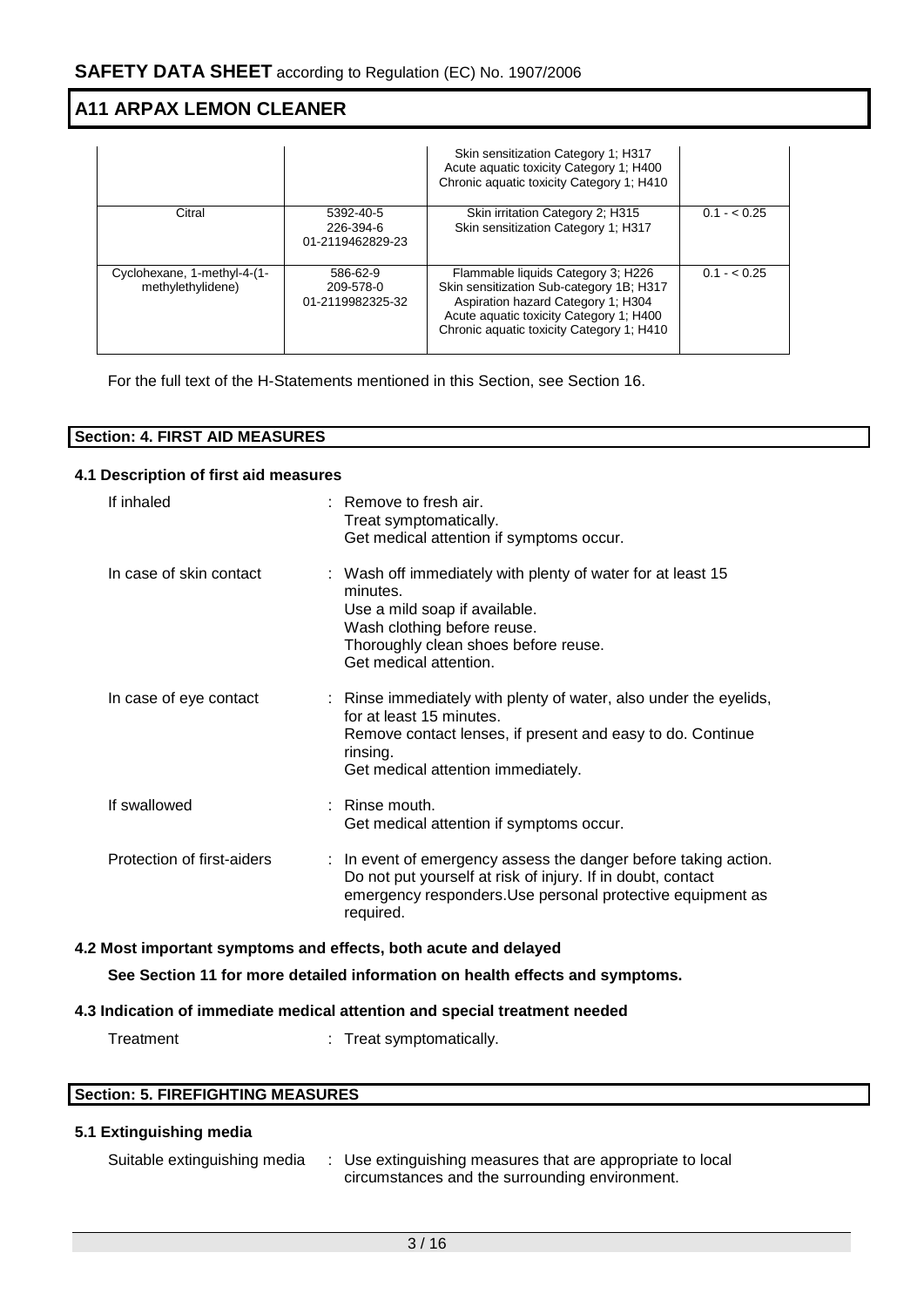| | | | |
|---|---|---|---|
| | | Skin sensitization Category 1; H317<br>Acute aquatic toxicity Category 1; H400<br>Chronic aquatic toxicity Category 1; H410 | |
| Citral | 5392-40-5<br>226-394-6<br>01-2119462829-23 | Skin irritation Category 2; H315<br>Skin sensitization Category 1; H317 | 0.1 - < 0.25 |
| Cyclohexane, 1-methyl-4-(1-methylethylidene) | 586-62-9<br>209-578-0<br>01-2119982325-32 | Flammable liquids Category 3; H226<br>Skin sensitization Sub-category 1B; H317<br>Aspiration hazard Category 1; H304<br>Acute aquatic toxicity Category 1; H400<br>Chronic aquatic toxicity Category 1; H410 | 0.1 - < 0.25 |

For the full text of the H-Statements mentioned in this Section, see Section 16.

## Section: 4. FIRST AID MEASURES

### 4.1 Description of first aid measures

If inhaled : Remove to fresh air.
Treat symptomatically.
Get medical attention if symptoms occur.

In case of skin contact : Wash off immediately with plenty of water for at least 15 minutes.
Use a mild soap if available.
Wash clothing before reuse.
Thoroughly clean shoes before reuse.
Get medical attention.

In case of eye contact : Rinse immediately with plenty of water, also under the eyelids, for at least 15 minutes.
Remove contact lenses, if present and easy to do. Continue rinsing.
Get medical attention immediately.

If swallowed : Rinse mouth.
Get medical attention if symptoms occur.

Protection of first-aiders : In event of emergency assess the danger before taking action. Do not put yourself at risk of injury. If in doubt, contact emergency responders.Use personal protective equipment as required.

### 4.2 Most important symptoms and effects, both acute and delayed

**See Section 11 for more detailed information on health effects and symptoms.**

### 4.3 Indication of immediate medical attention and special treatment needed

Treatment : Treat symptomatically.

## Section: 5. FIREFIGHTING MEASURES

### 5.1 Extinguishing media

Suitable extinguishing media : Use extinguishing measures that are appropriate to local circumstances and the surrounding environment.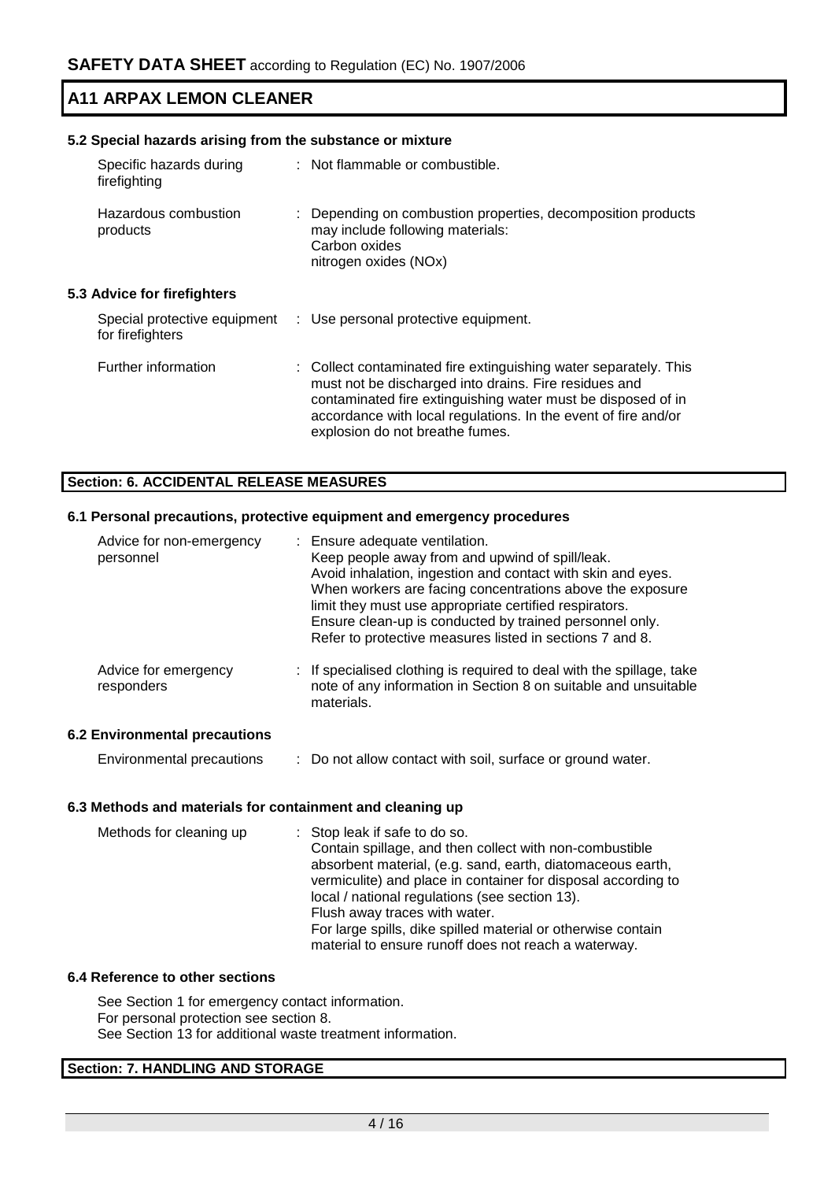### 5.2 Special hazards arising from the substance or mixture

| | |
|---|---|
| Specific hazards during firefighting | : Not flammable or combustible. |
| Hazardous combustion products | : Depending on combustion properties, decomposition products may include following materials:<br>Carbon oxides<br>nitrogen oxides (NOx) |

### 5.3 Advice for firefighters

| | |
|---|---|
| Special protective equipment for firefighters | : Use personal protective equipment. |
| Further information | : Collect contaminated fire extinguishing water separately. This must not be discharged into drains. Fire residues and contaminated fire extinguishing water must be disposed of in accordance with local regulations. In the event of fire and/or explosion do not breathe fumes. |

## Section: 6. ACCIDENTAL RELEASE MEASURES

### 6.1 Personal precautions, protective equipment and emergency procedures

| | |
|---|---|
| Advice for non-emergency personnel | : Ensure adequate ventilation.<br>Keep people away from and upwind of spill/leak.<br>Avoid inhalation, ingestion and contact with skin and eyes.<br>When workers are facing concentrations above the exposure limit they must use appropriate certified respirators.<br>Ensure clean-up is conducted by trained personnel only.<br>Refer to protective measures listed in sections 7 and 8. |
| Advice for emergency responders | : If specialised clothing is required to deal with the spillage, take note of any information in Section 8 on suitable and unsuitable materials. |

### 6.2 Environmental precautions

| | |
|---|---|
| Environmental precautions | : Do not allow contact with soil, surface or ground water. |

### 6.3 Methods and materials for containment and cleaning up

| | |
|---|---|
| Methods for cleaning up | : Stop leak if safe to do so.<br>Contain spillage, and then collect with non-combustible absorbent material, (e.g. sand, earth, diatomaceous earth, vermiculite) and place in container for disposal according to local / national regulations (see section 13).<br>Flush away traces with water.<br>For large spills, dike spilled material or otherwise contain material to ensure runoff does not reach a waterway. |

### 6.4 Reference to other sections

See Section 1 for emergency contact information.
For personal protection see section 8.
See Section 13 for additional waste treatment information.

## Section: 7. HANDLING AND STORAGE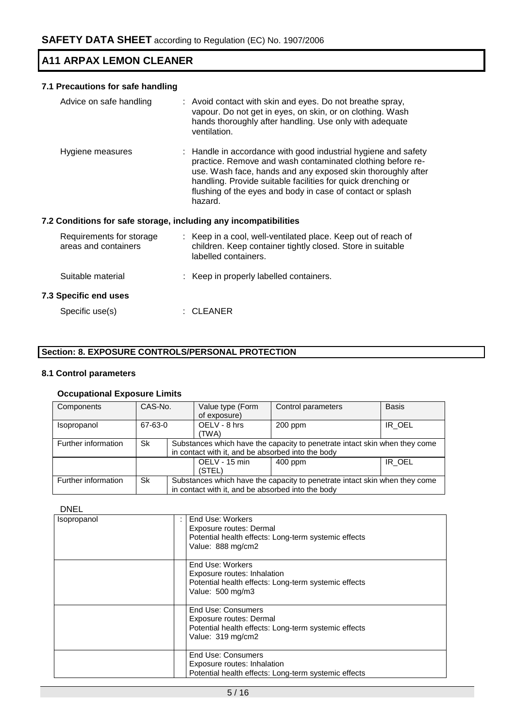### 7.1 Precautions for safe handling

Advice on safe handling : Avoid contact with skin and eyes. Do not breathe spray, vapour. Do not get in eyes, on skin, or on clothing. Wash hands thoroughly after handling. Use only with adequate ventilation.

Hygiene measures : Handle in accordance with good industrial hygiene and safety practice. Remove and wash contaminated clothing before re-use. Wash face, hands and any exposed skin thoroughly after handling. Provide suitable facilities for quick drenching or flushing of the eyes and body in case of contact or splash hazard.

### 7.2 Conditions for safe storage, including any incompatibilities

Requirements for storage areas and containers : Keep in a cool, well-ventilated place. Keep out of reach of children. Keep container tightly closed. Store in suitable labelled containers.

Suitable material : Keep in properly labelled containers.

### 7.3 Specific end uses

Specific use(s) : CLEANER

## Section: 8. EXPOSURE CONTROLS/PERSONAL PROTECTION

### 8.1 Control parameters

#### Occupational Exposure Limits

| Components | CAS-No. | Value type (Form of exposure) | Control parameters | Basis |
|---|---|---|---|---|
| Isopropanol | 67-63-0 | OELV - 8 hrs (TWA) | 200 ppm | IR_OEL |
| Further information | Sk | Substances which have the capacity to penetrate intact skin when they come in contact with it, and be absorbed into the body | | |
| | | OELV - 15 min (STEL) | 400 ppm | IR_OEL |
| Further information | Sk | Substances which have the capacity to penetrate intact skin when they come in contact with it, and be absorbed into the body | | |

DNEL

| | | |
|---|---|---|
| Isopropanol | : | End Use: Workers<br>Exposure routes: Dermal<br>Potential health effects: Long-term systemic effects<br>Value: 888 mg/cm2 |
| | | End Use: Workers<br>Exposure routes: Inhalation<br>Potential health effects: Long-term systemic effects<br>Value: 500 mg/m3 |
| | | End Use: Consumers<br>Exposure routes: Dermal<br>Potential health effects: Long-term systemic effects<br>Value: 319 mg/cm2 |
| | | End Use: Consumers<br>Exposure routes: Inhalation<br>Potential health effects: Long-term systemic effects |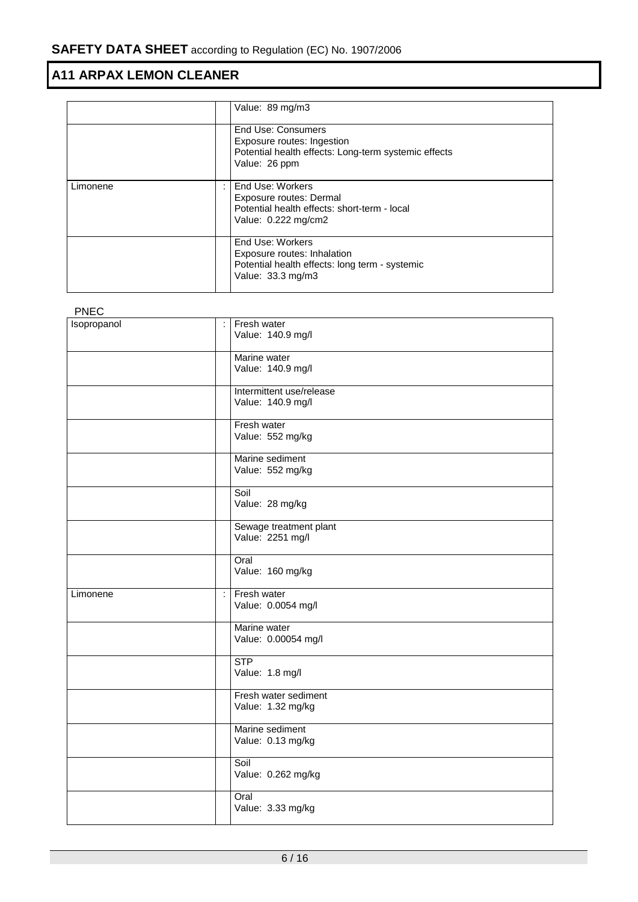| | | |
|---|---|---|
| | | Value: 89 mg/m3 |
| | | End Use: Consumers<br>Exposure routes: Ingestion<br>Potential health effects: Long-term systemic effects<br>Value: 26 ppm |
| Limonene | : | End Use: Workers<br>Exposure routes: Dermal<br>Potential health effects: short-term - local<br>Value: 0.222 mg/cm2 |
| | | End Use: Workers<br>Exposure routes: Inhalation<br>Potential health effects: long term - systemic<br>Value: 33.3 mg/m3 |

PNEC

| | | |
|---|---|---|
| Isopropanol | : | Fresh water<br>Value: 140.9 mg/l |
| | | Marine water<br>Value: 140.9 mg/l |
| | | Intermittent use/release<br>Value: 140.9 mg/l |
| | | Fresh water<br>Value: 552 mg/kg |
| | | Marine sediment<br>Value: 552 mg/kg |
| | | Soil<br>Value: 28 mg/kg |
| | | Sewage treatment plant<br>Value: 2251 mg/l |
| | | Oral<br>Value: 160 mg/kg |
| Limonene | : | Fresh water<br>Value: 0.0054 mg/l |
| | | Marine water<br>Value: 0.00054 mg/l |
| | | STP<br>Value: 1.8 mg/l |
| | | Fresh water sediment<br>Value: 1.32 mg/kg |
| | | Marine sediment<br>Value: 0.13 mg/kg |
| | | Soil<br>Value: 0.262 mg/kg |
| | | Oral<br>Value: 3.33 mg/kg |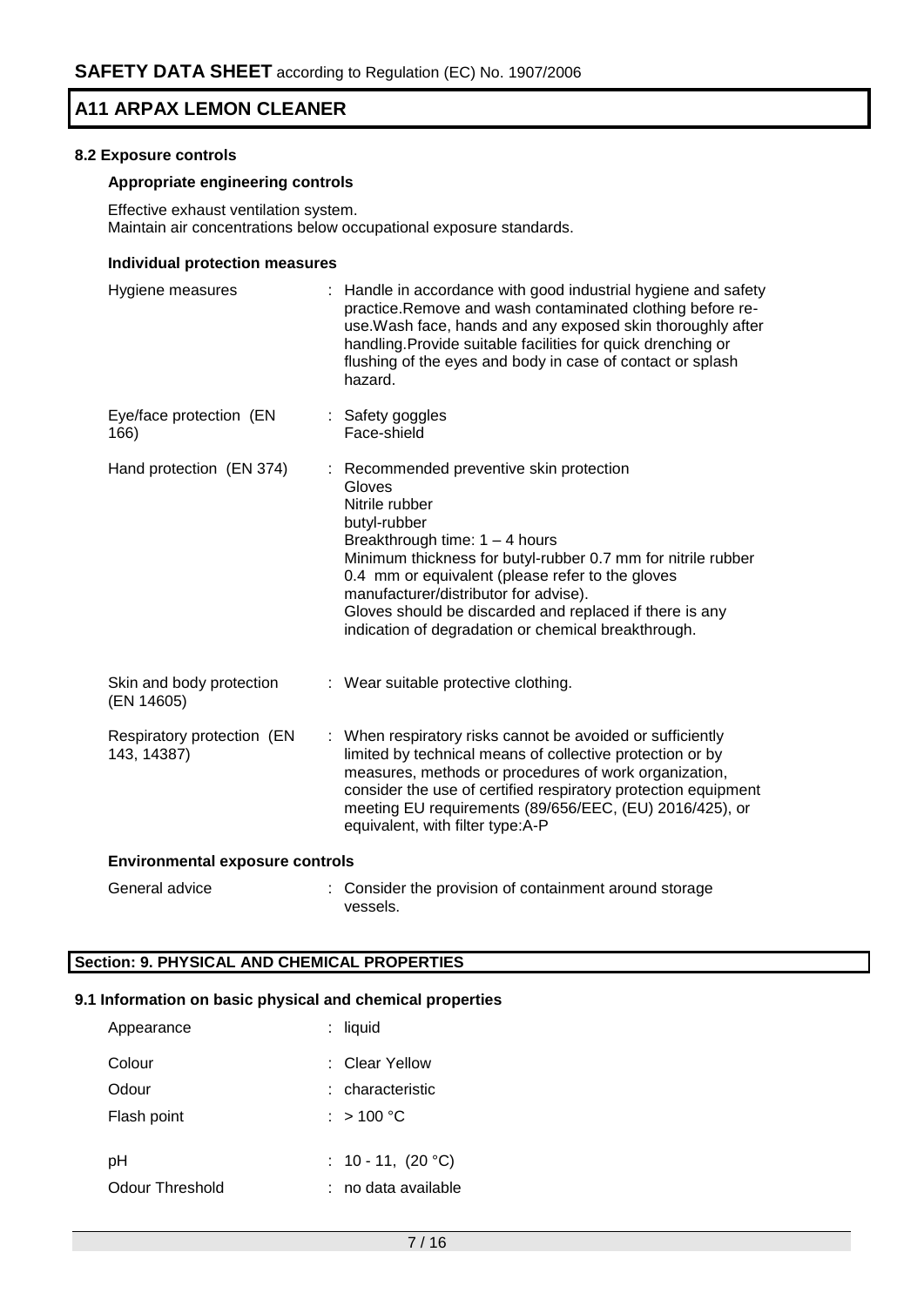## 8.2 Exposure controls

### Appropriate engineering controls

Effective exhaust ventilation system.
Maintain air concentrations below occupational exposure standards.

### Individual protection measures

| | |
|---|---|
| Hygiene measures | : Handle in accordance with good industrial hygiene and safety practice.Remove and wash contaminated clothing before re-use.Wash face, hands and any exposed skin thoroughly after handling.Provide suitable facilities for quick drenching or flushing of the eyes and body in case of contact or splash hazard. |
| Eye/face protection (EN 166) | : Safety goggles<br>Face-shield |
| Hand protection (EN 374) | : Recommended preventive skin protection<br>Gloves<br>Nitrile rubber<br>butyl-rubber<br>Breakthrough time: 1 – 4 hours<br>Minimum thickness for butyl-rubber 0.7 mm for nitrile rubber 0.4 mm or equivalent (please refer to the gloves manufacturer/distributor for advise).<br>Gloves should be discarded and replaced if there is any indication of degradation or chemical breakthrough. |
| Skin and body protection (EN 14605) | : Wear suitable protective clothing. |
| Respiratory protection (EN 143, 14387) | : When respiratory risks cannot be avoided or sufficiently limited by technical means of collective protection or by measures, methods or procedures of work organization, consider the use of certified respiratory protection equipment meeting EU requirements (89/656/EEC, (EU) 2016/425), or equivalent, with filter type:A-P |

### Environmental exposure controls

| | |
|---|---|
| General advice | : Consider the provision of containment around storage vessels. |

## Section: 9. PHYSICAL AND CHEMICAL PROPERTIES

### 9.1 Information on basic physical and chemical properties

| | |
|---|---|
| Appearance | : liquid |
| Colour | : Clear Yellow |
| Odour | : characteristic |
| Flash point | : > 100 °C |
| pH | : 10 - 11, (20 °C) |
| Odour Threshold | : no data available |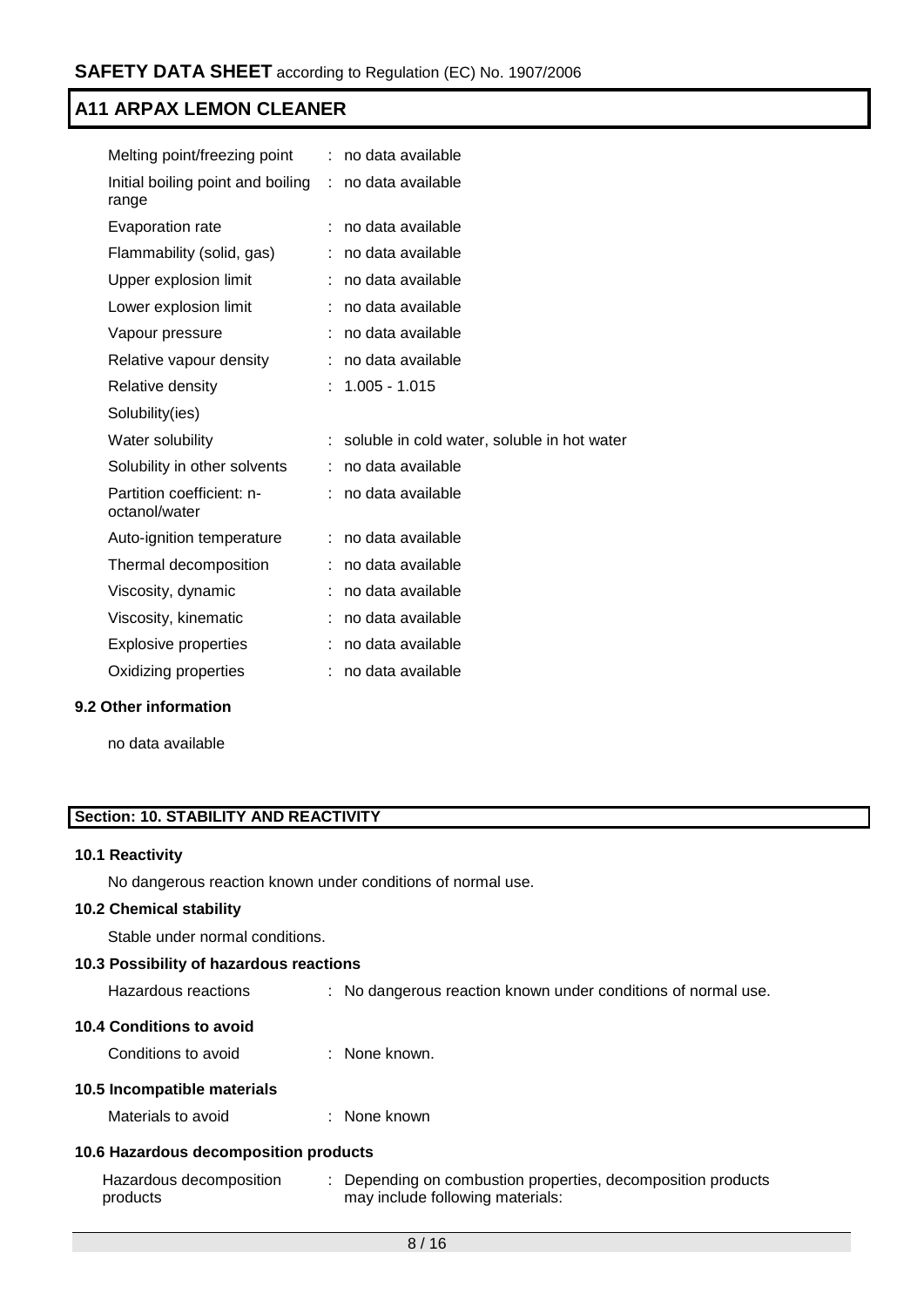| | | |
|---|---|---|
| Melting point/freezing point | : | no data available |
| Initial boiling point and boiling range | : | no data available |
| Evaporation rate | : | no data available |
| Flammability (solid, gas) | : | no data available |
| Upper explosion limit | : | no data available |
| Lower explosion limit | : | no data available |
| Vapour pressure | : | no data available |
| Relative vapour density | : | no data available |
| Relative density | : | 1.005 - 1.015 |
| Solubility(ies) | | |
| Water solubility | : | soluble in cold water, soluble in hot water |
| Solubility in other solvents | : | no data available |
| Partition coefficient: n-octanol/water | : | no data available |
| Auto-ignition temperature | : | no data available |
| Thermal decomposition | : | no data available |
| Viscosity, dynamic | : | no data available |
| Viscosity, kinematic | : | no data available |
| Explosive properties | : | no data available |
| Oxidizing properties | : | no data available |

**9.2 Other information**

no data available

## Section: 10. STABILITY AND REACTIVITY

**10.1 Reactivity**

No dangerous reaction known under conditions of normal use.

**10.2 Chemical stability**

Stable under normal conditions.

**10.3 Possibility of hazardous reactions**

Hazardous reactions : No dangerous reaction known under conditions of normal use.

**10.4 Conditions to avoid**

Conditions to avoid : None known.

**10.5 Incompatible materials**

Materials to avoid : None known

**10.6 Hazardous decomposition products**

Hazardous decomposition products : Depending on combustion properties, decomposition products may include following materials: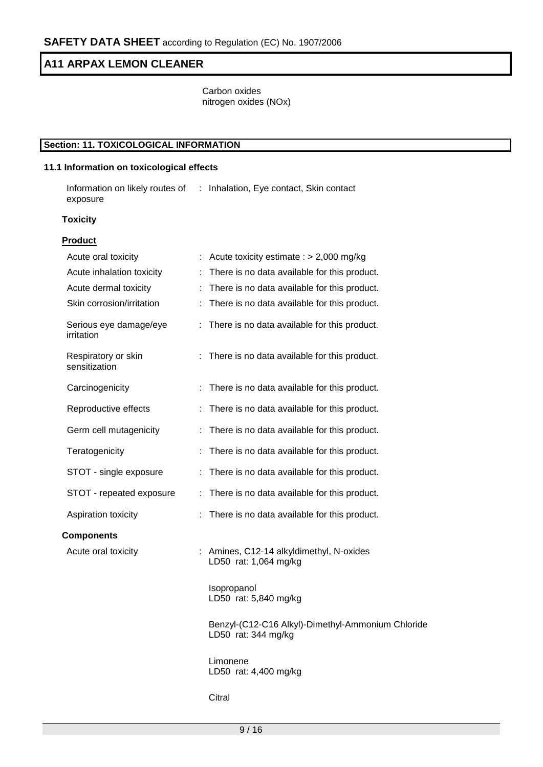Carbon oxides
nitrogen oxides (NOx)

## Section: 11. TOXICOLOGICAL INFORMATION

### 11.1 Information on toxicological effects

| | |
|---|---|
| Information on likely routes of exposure | : Inhalation, Eye contact, Skin contact |

**Toxicity**

**Product**

| | |
|---|---|
| Acute oral toxicity | : Acute toxicity estimate : > 2,000 mg/kg |
| Acute inhalation toxicity | : There is no data available for this product. |
| Acute dermal toxicity | : There is no data available for this product. |
| Skin corrosion/irritation | : There is no data available for this product. |
| Serious eye damage/eye irritation | : There is no data available for this product. |
| Respiratory or skin sensitization | : There is no data available for this product. |
| Carcinogenicity | : There is no data available for this product. |
| Reproductive effects | : There is no data available for this product. |
| Germ cell mutagenicity | : There is no data available for this product. |
| Teratogenicity | : There is no data available for this product. |
| STOT - single exposure | : There is no data available for this product. |
| STOT - repeated exposure | : There is no data available for this product. |
| Aspiration toxicity | : There is no data available for this product. |

**Components**

Acute oral toxicity : Amines, C12-14 alkyldimethyl, N-oxides
LD50 rat: 1,064 mg/kg

Isopropanol
LD50 rat: 5,840 mg/kg

Benzyl-(C12-C16 Alkyl)-Dimethyl-Ammonium Chloride
LD50 rat: 344 mg/kg

Limonene
LD50 rat: 4,400 mg/kg

Citral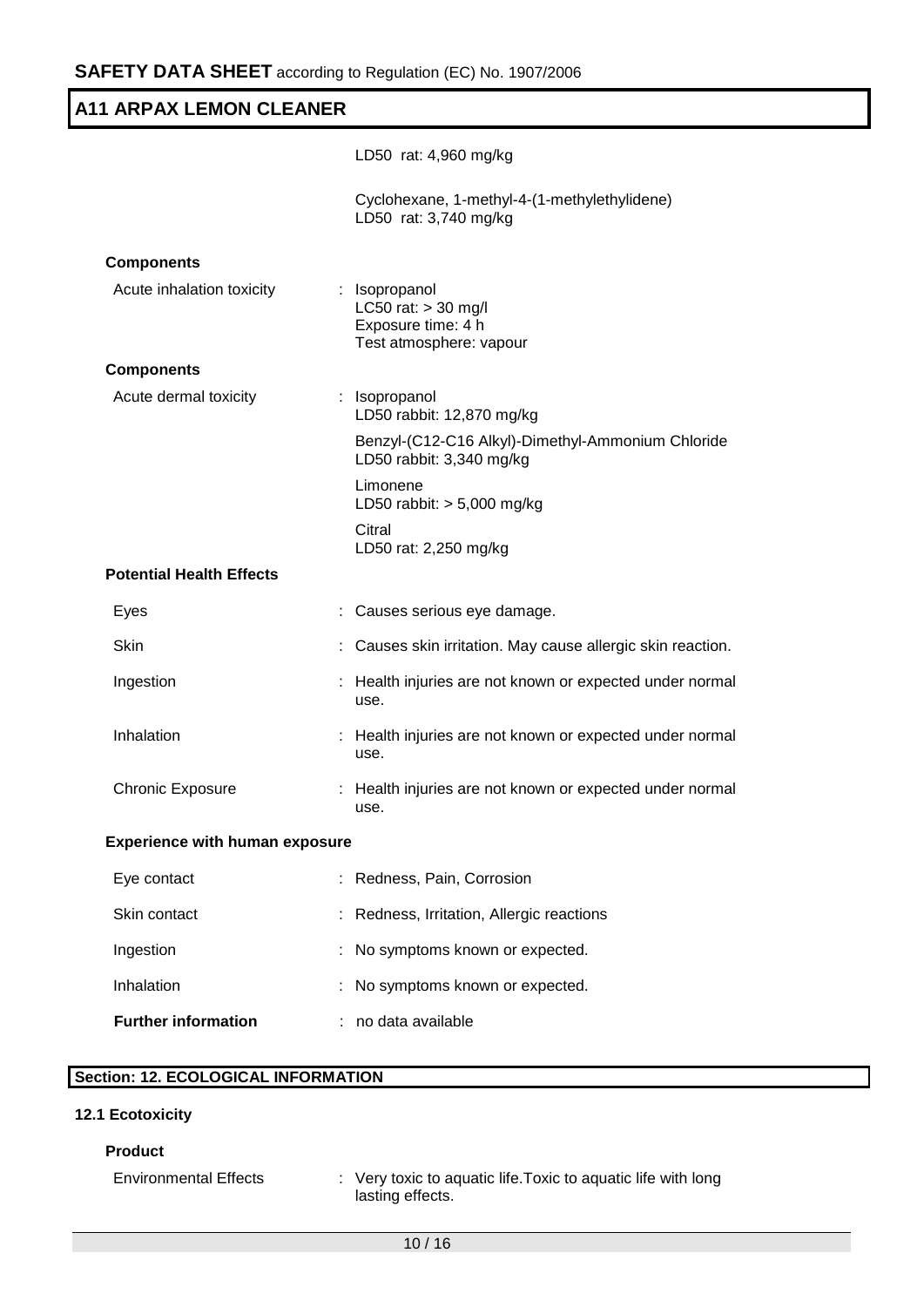LD50 rat: 4,960 mg/kg

Cyclohexane, 1-methyl-4-(1-methylethylidene)
LD50 rat: 3,740 mg/kg

**Components**

Acute inhalation toxicity : Isopropanol
LC50 rat: > 30 mg/l
Exposure time: 4 h
Test atmosphere: vapour

**Components**

Acute dermal toxicity : Isopropanol
LD50 rabbit: 12,870 mg/kg

Benzyl-(C12-C16 Alkyl)-Dimethyl-Ammonium Chloride
LD50 rabbit: 3,340 mg/kg

Limonene
LD50 rabbit: > 5,000 mg/kg

Citral
LD50 rat: 2,250 mg/kg

**Potential Health Effects**

Eyes : Causes serious eye damage.

Skin : Causes skin irritation. May cause allergic skin reaction.

Ingestion : Health injuries are not known or expected under normal use.

Inhalation : Health injuries are not known or expected under normal use.

Chronic Exposure : Health injuries are not known or expected under normal use.

**Experience with human exposure**

Eye contact : Redness, Pain, Corrosion

Skin contact : Redness, Irritation, Allergic reactions

Ingestion : No symptoms known or expected.

Inhalation : No symptoms known or expected.

**Further information** : no data available

## Section: 12. ECOLOGICAL INFORMATION

### 12.1 Ecotoxicity

**Product**

Environmental Effects : Very toxic to aquatic life.Toxic to aquatic life with long lasting effects.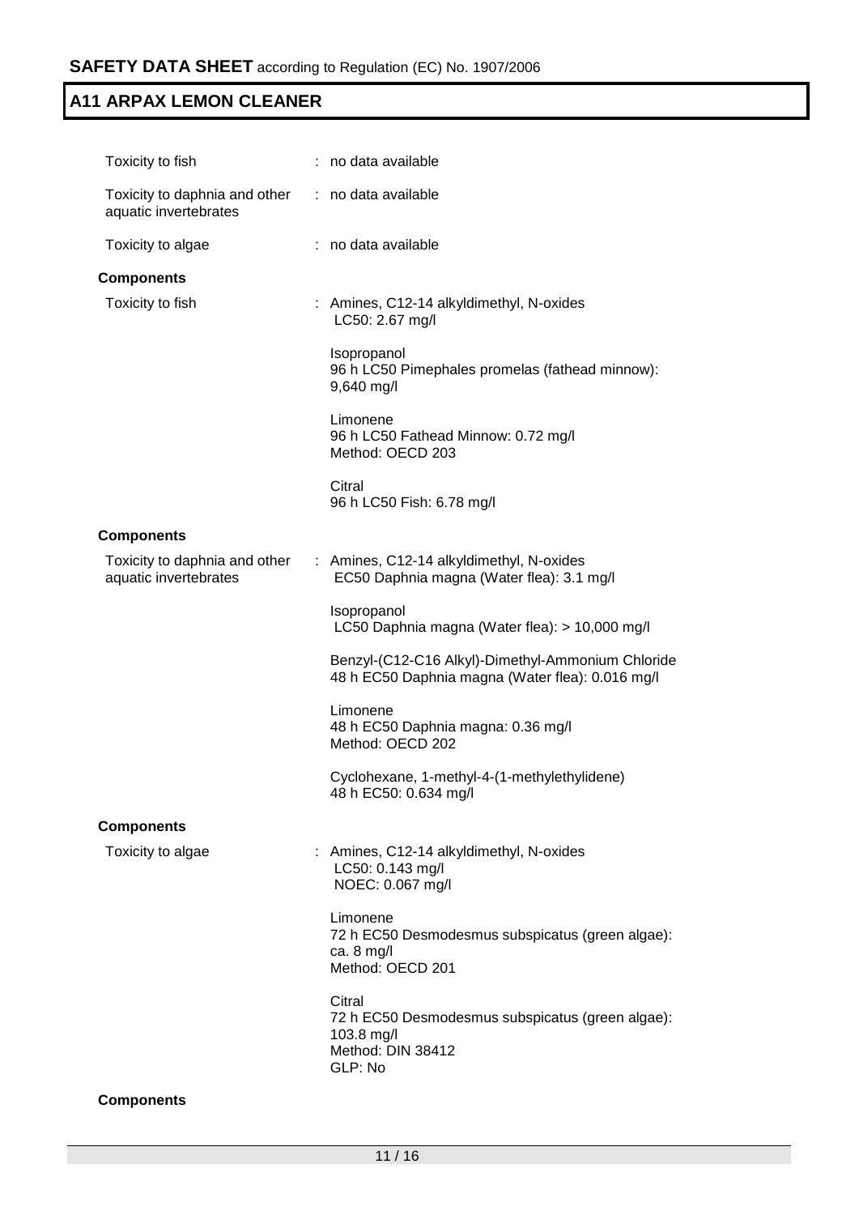| | | |
|---|---|---|
| Toxicity to fish | : | no data available |
| Toxicity to daphnia and other aquatic invertebrates | : | no data available |
| Toxicity to algae | : | no data available |

**Components**

| | | |
|---|---|---|
| Toxicity to fish | : | Amines, C12-14 alkyldimethyl, N-oxides<br>LC50: 2.67 mg/l<br><br>Isopropanol<br>96 h LC50 Pimephales promelas (fathead minnow): 9,640 mg/l<br><br>Limonene<br>96 h LC50 Fathead Minnow: 0.72 mg/l<br>Method: OECD 203<br><br>Citral<br>96 h LC50 Fish: 6.78 mg/l |

**Components**

| | | |
|---|---|---|
| Toxicity to daphnia and other aquatic invertebrates | : | Amines, C12-14 alkyldimethyl, N-oxides<br>EC50 Daphnia magna (Water flea): 3.1 mg/l<br><br>Isopropanol<br>LC50 Daphnia magna (Water flea): > 10,000 mg/l<br><br>Benzyl-(C12-C16 Alkyl)-Dimethyl-Ammonium Chloride<br>48 h EC50 Daphnia magna (Water flea): 0.016 mg/l<br><br>Limonene<br>48 h EC50 Daphnia magna: 0.36 mg/l<br>Method: OECD 202<br><br>Cyclohexane, 1-methyl-4-(1-methylethylidene)<br>48 h EC50: 0.634 mg/l |

**Components**

| | | |
|---|---|---|
| Toxicity to algae | : | Amines, C12-14 alkyldimethyl, N-oxides<br>LC50: 0.143 mg/l<br>NOEC: 0.067 mg/l<br><br>Limonene<br>72 h EC50 Desmodesmus subspicatus (green algae): ca. 8 mg/l<br>Method: OECD 201<br><br>Citral<br>72 h EC50 Desmodesmus subspicatus (green algae): 103.8 mg/l<br>Method: DIN 38412<br>GLP: No |

**Components**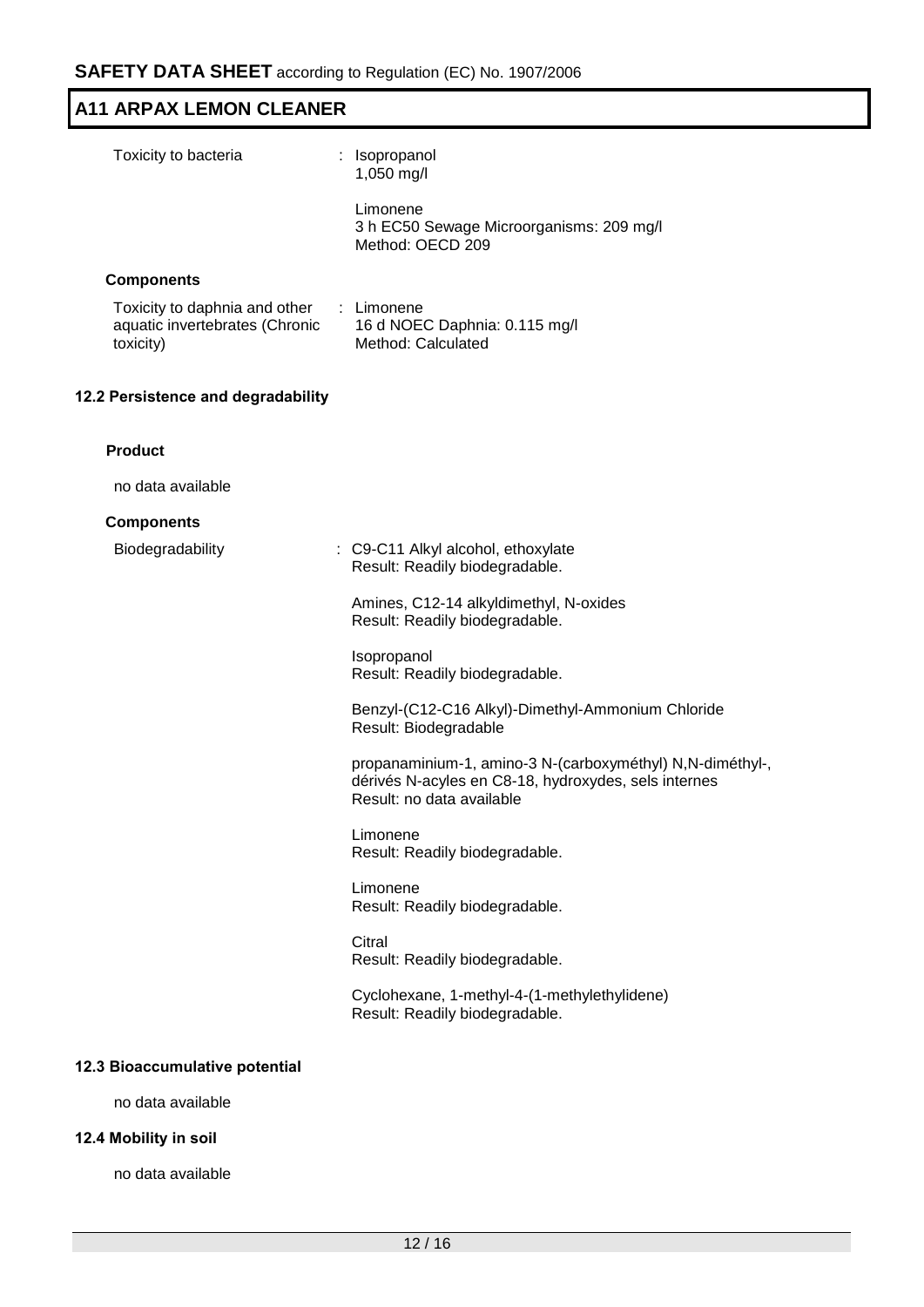Toxicity to bacteria : Isopropanol
1,050 mg/l

Limonene
3 h EC50 Sewage Microorganisms: 209 mg/l
Method: OECD 209

**Components**

Toxicity to daphnia and other aquatic invertebrates (Chronic toxicity) : Limonene
16 d NOEC Daphnia: 0.115 mg/l
Method: Calculated

### 12.2 Persistence and degradability

**Product**

no data available

**Components**

Biodegradability : C9-C11 Alkyl alcohol, ethoxylate
Result: Readily biodegradable.

Amines, C12-14 alkyldimethyl, N-oxides
Result: Readily biodegradable.

Isopropanol
Result: Readily biodegradable.

Benzyl-(C12-C16 Alkyl)-Dimethyl-Ammonium Chloride
Result: Biodegradable

propanaminium-1, amino-3 N-(carboxyméthyl) N,N-diméthyl-, dérivés N-acyles en C8-18, hydroxydes, sels internes
Result: no data available

Limonene
Result: Readily biodegradable.

Limonene
Result: Readily biodegradable.

Citral
Result: Readily biodegradable.

Cyclohexane, 1-methyl-4-(1-methylethylidene)
Result: Readily biodegradable.

### 12.3 Bioaccumulative potential

no data available

### 12.4 Mobility in soil

no data available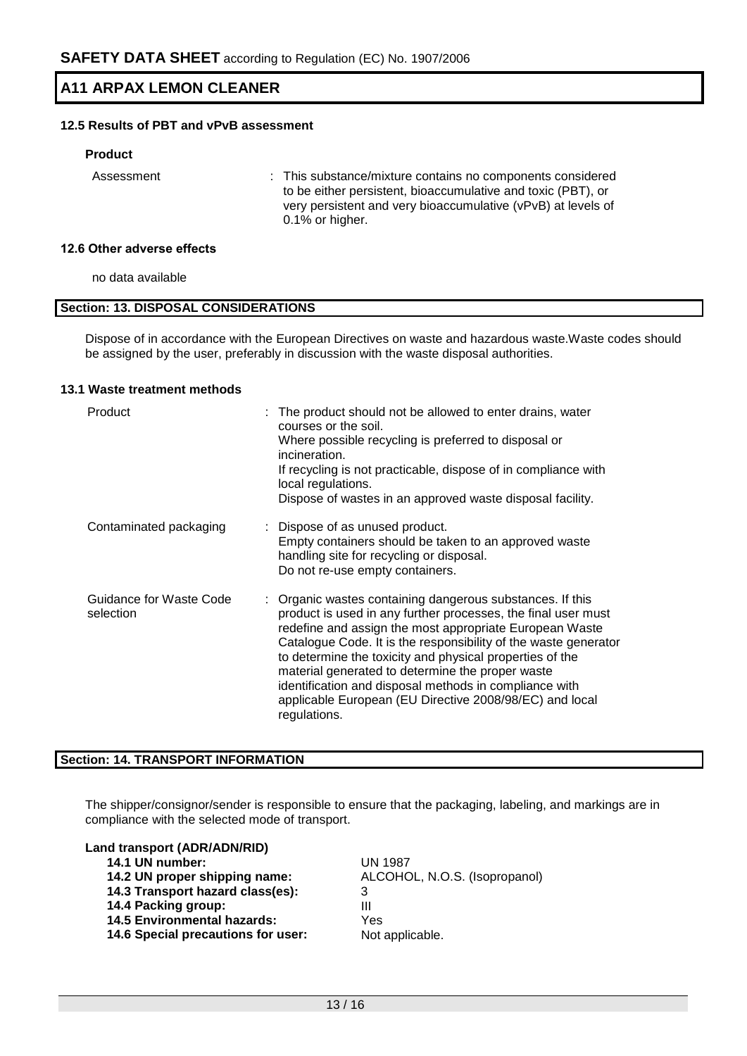**A11 ARPAX LEMON CLEANER**

### 12.5 Results of PBT and vPvB assessment

**Product**

| | |
|---|---|
| Assessment | : This substance/mixture contains no components considered to be either persistent, bioaccumulative and toxic (PBT), or very persistent and very bioaccumulative (vPvB) at levels of 0.1% or higher. |

### 12.6 Other adverse effects

no data available

## Section: 13. DISPOSAL CONSIDERATIONS

Dispose of in accordance with the European Directives on waste and hazardous waste.Waste codes should be assigned by the user, preferably in discussion with the waste disposal authorities.

### 13.1 Waste treatment methods

| | |
|---|---|
| Product | : The product should not be allowed to enter drains, water courses or the soil.<br>Where possible recycling is preferred to disposal or incineration.<br>If recycling is not practicable, dispose of in compliance with local regulations.<br>Dispose of wastes in an approved waste disposal facility. |
| Contaminated packaging | : Dispose of as unused product.<br>Empty containers should be taken to an approved waste handling site for recycling or disposal.<br>Do not re-use empty containers. |
| Guidance for Waste Code selection | : Organic wastes containing dangerous substances. If this product is used in any further processes, the final user must redefine and assign the most appropriate European Waste Catalogue Code. It is the responsibility of the waste generator to determine the toxicity and physical properties of the material generated to determine the proper waste identification and disposal methods in compliance with applicable European (EU Directive 2008/98/EC) and local regulations. |

## Section: 14. TRANSPORT INFORMATION

The shipper/consignor/sender is responsible to ensure that the packaging, labeling, and markings are in compliance with the selected mode of transport.

**Land transport (ADR/ADN/RID)**

| | |
|---|---|
| **14.1 UN number:** | UN 1987 |
| **14.2 UN proper shipping name:** | ALCOHOL, N.O.S. (Isopropanol) |
| **14.3 Transport hazard class(es):** | 3 |
| **14.4 Packing group:** | III |
| **14.5 Environmental hazards:** | Yes |
| **14.6 Special precautions for user:** | Not applicable. |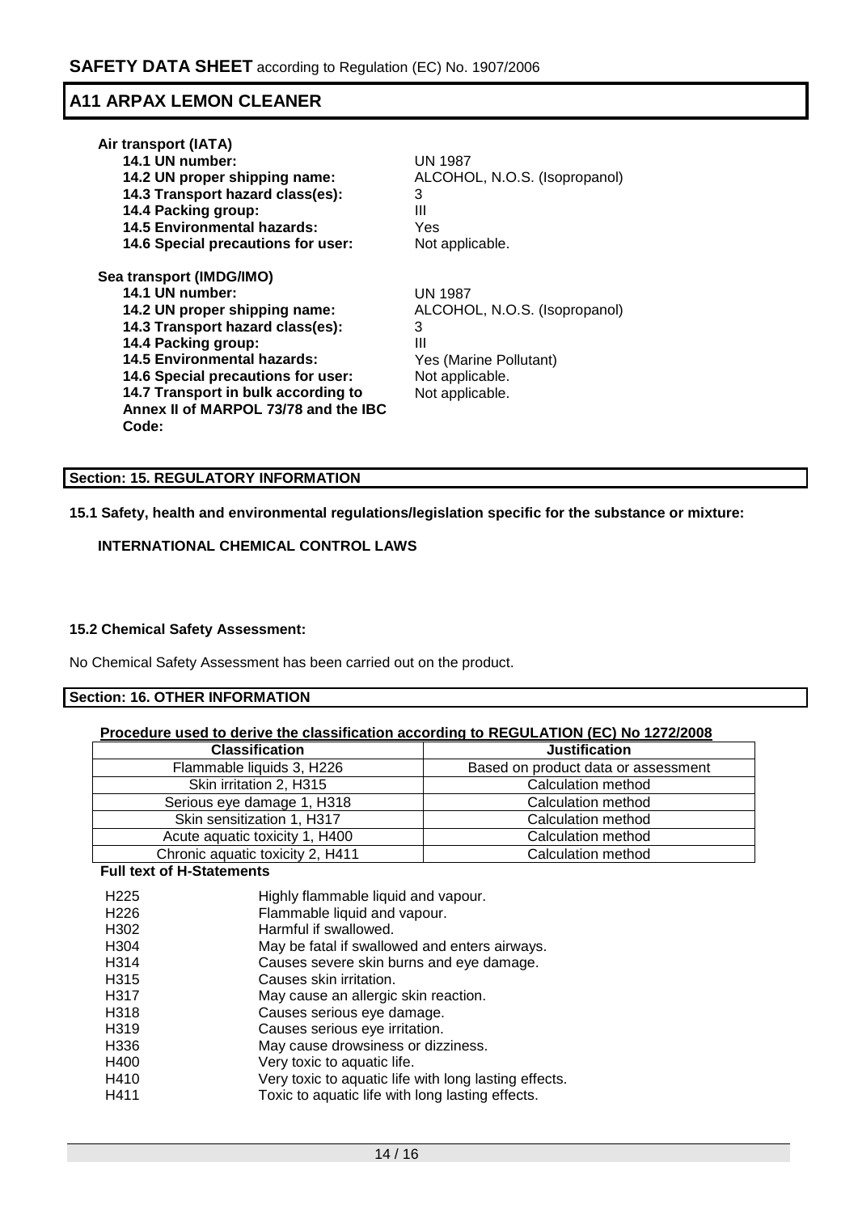**Air transport (IATA)**

| | |
|---|---|
| **14.1 UN number:** | UN 1987 |
| **14.2 UN proper shipping name:** | ALCOHOL, N.O.S. (Isopropanol) |
| **14.3 Transport hazard class(es):** | 3 |
| **14.4 Packing group:** | III |
| **14.5 Environmental hazards:** | Yes |
| **14.6 Special precautions for user:** | Not applicable. |

**Sea transport (IMDG/IMO)**

| | |
|---|---|
| **14.1 UN number:** | UN 1987 |
| **14.2 UN proper shipping name:** | ALCOHOL, N.O.S. (Isopropanol) |
| **14.3 Transport hazard class(es):** | 3 |
| **14.4 Packing group:** | III |
| **14.5 Environmental hazards:** | Yes (Marine Pollutant) |
| **14.6 Special precautions for user:** | Not applicable. |
| **14.7 Transport in bulk according to Annex II of MARPOL 73/78 and the IBC Code:** | Not applicable. |

## Section: 15. REGULATORY INFORMATION

**15.1 Safety, health and environmental regulations/legislation specific for the substance or mixture:**

**INTERNATIONAL CHEMICAL CONTROL LAWS**

**15.2 Chemical Safety Assessment:**

No Chemical Safety Assessment has been carried out on the product.

## Section: 16. OTHER INFORMATION

**Procedure used to derive the classification according to REGULATION (EC) No 1272/2008**

| Classification | Justification |
|---|---|
| Flammable liquids 3, H226 | Based on product data or assessment |
| Skin irritation 2, H315 | Calculation method |
| Serious eye damage 1, H318 | Calculation method |
| Skin sensitization 1, H317 | Calculation method |
| Acute aquatic toxicity 1, H400 | Calculation method |
| Chronic aquatic toxicity 2, H411 | Calculation method |

**Full text of H-Statements**

| | |
|---|---|
| H225 | Highly flammable liquid and vapour. |
| H226 | Flammable liquid and vapour. |
| H302 | Harmful if swallowed. |
| H304 | May be fatal if swallowed and enters airways. |
| H314 | Causes severe skin burns and eye damage. |
| H315 | Causes skin irritation. |
| H317 | May cause an allergic skin reaction. |
| H318 | Causes serious eye damage. |
| H319 | Causes serious eye irritation. |
| H336 | May cause drowsiness or dizziness. |
| H400 | Very toxic to aquatic life. |
| H410 | Very toxic to aquatic life with long lasting effects. |
| H411 | Toxic to aquatic life with long lasting effects. |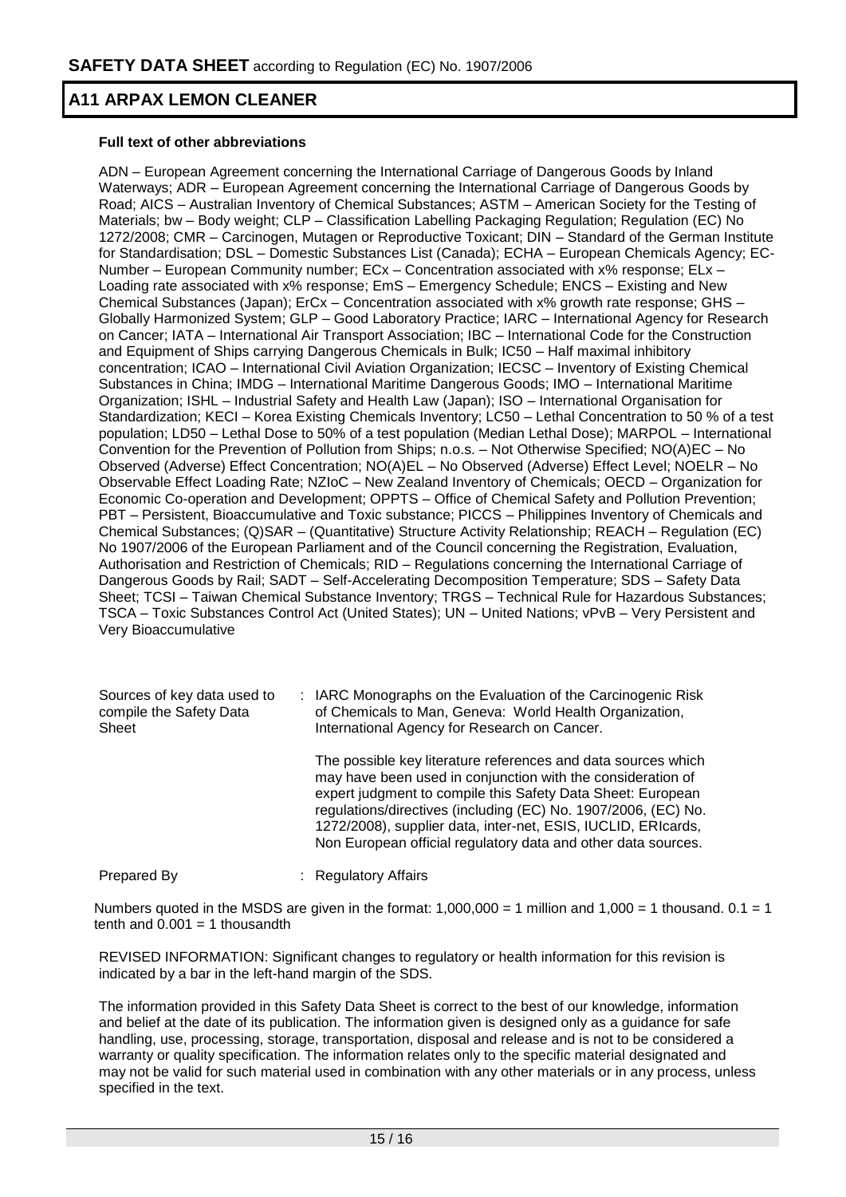**Full text of other abbreviations**

ADN – European Agreement concerning the International Carriage of Dangerous Goods by Inland Waterways; ADR – European Agreement concerning the International Carriage of Dangerous Goods by Road; AICS – Australian Inventory of Chemical Substances; ASTM – American Society for the Testing of Materials; bw – Body weight; CLP – Classification Labelling Packaging Regulation; Regulation (EC) No 1272/2008; CMR – Carcinogen, Mutagen or Reproductive Toxicant; DIN – Standard of the German Institute for Standardisation; DSL – Domestic Substances List (Canada); ECHA – European Chemicals Agency; EC-Number – European Community number; ECx – Concentration associated with x% response; ELx – Loading rate associated with x% response; EmS – Emergency Schedule; ENCS – Existing and New Chemical Substances (Japan); ErCx – Concentration associated with x% growth rate response; GHS – Globally Harmonized System; GLP – Good Laboratory Practice; IARC – International Agency for Research on Cancer; IATA – International Air Transport Association; IBC – International Code for the Construction and Equipment of Ships carrying Dangerous Chemicals in Bulk; IC50 – Half maximal inhibitory concentration; ICAO – International Civil Aviation Organization; IECSC – Inventory of Existing Chemical Substances in China; IMDG – International Maritime Dangerous Goods; IMO – International Maritime Organization; ISHL – Industrial Safety and Health Law (Japan); ISO – International Organisation for Standardization; KECI – Korea Existing Chemicals Inventory; LC50 – Lethal Concentration to 50 % of a test population; LD50 – Lethal Dose to 50% of a test population (Median Lethal Dose); MARPOL – International Convention for the Prevention of Pollution from Ships; n.o.s. – Not Otherwise Specified; NO(A)EC – No Observed (Adverse) Effect Concentration; NO(A)EL – No Observed (Adverse) Effect Level; NOELR – No Observable Effect Loading Rate; NZIoC – New Zealand Inventory of Chemicals; OECD – Organization for Economic Co-operation and Development; OPPTS – Office of Chemical Safety and Pollution Prevention; PBT – Persistent, Bioaccumulative and Toxic substance; PICCS – Philippines Inventory of Chemicals and Chemical Substances; (Q)SAR – (Quantitative) Structure Activity Relationship; REACH – Regulation (EC) No 1907/2006 of the European Parliament and of the Council concerning the Registration, Evaluation, Authorisation and Restriction of Chemicals; RID – Regulations concerning the International Carriage of Dangerous Goods by Rail; SADT – Self-Accelerating Decomposition Temperature; SDS – Safety Data Sheet; TCSI – Taiwan Chemical Substance Inventory; TRGS – Technical Rule for Hazardous Substances; TSCA – Toxic Substances Control Act (United States); UN – United Nations; vPvB – Very Persistent and Very Bioaccumulative

Sources of key data used to compile the Safety Data Sheet : IARC Monographs on the Evaluation of the Carcinogenic Risk of Chemicals to Man, Geneva: World Health Organization, International Agency for Research on Cancer.

The possible key literature references and data sources which may have been used in conjunction with the consideration of expert judgment to compile this Safety Data Sheet: European regulations/directives (including (EC) No. 1907/2006, (EC) No. 1272/2008), supplier data, inter-net, ESIS, IUCLID, ERIcards, Non European official regulatory data and other data sources.

Prepared By : Regulatory Affairs

Numbers quoted in the MSDS are given in the format: 1,000,000 = 1 million and 1,000 = 1 thousand. 0.1 = 1 tenth and 0.001 = 1 thousandth

REVISED INFORMATION: Significant changes to regulatory or health information for this revision is indicated by a bar in the left-hand margin of the SDS.

The information provided in this Safety Data Sheet is correct to the best of our knowledge, information and belief at the date of its publication. The information given is designed only as a guidance for safe handling, use, processing, storage, transportation, disposal and release and is not to be considered a warranty or quality specification. The information relates only to the specific material designated and may not be valid for such material used in combination with any other materials or in any process, unless specified in the text.